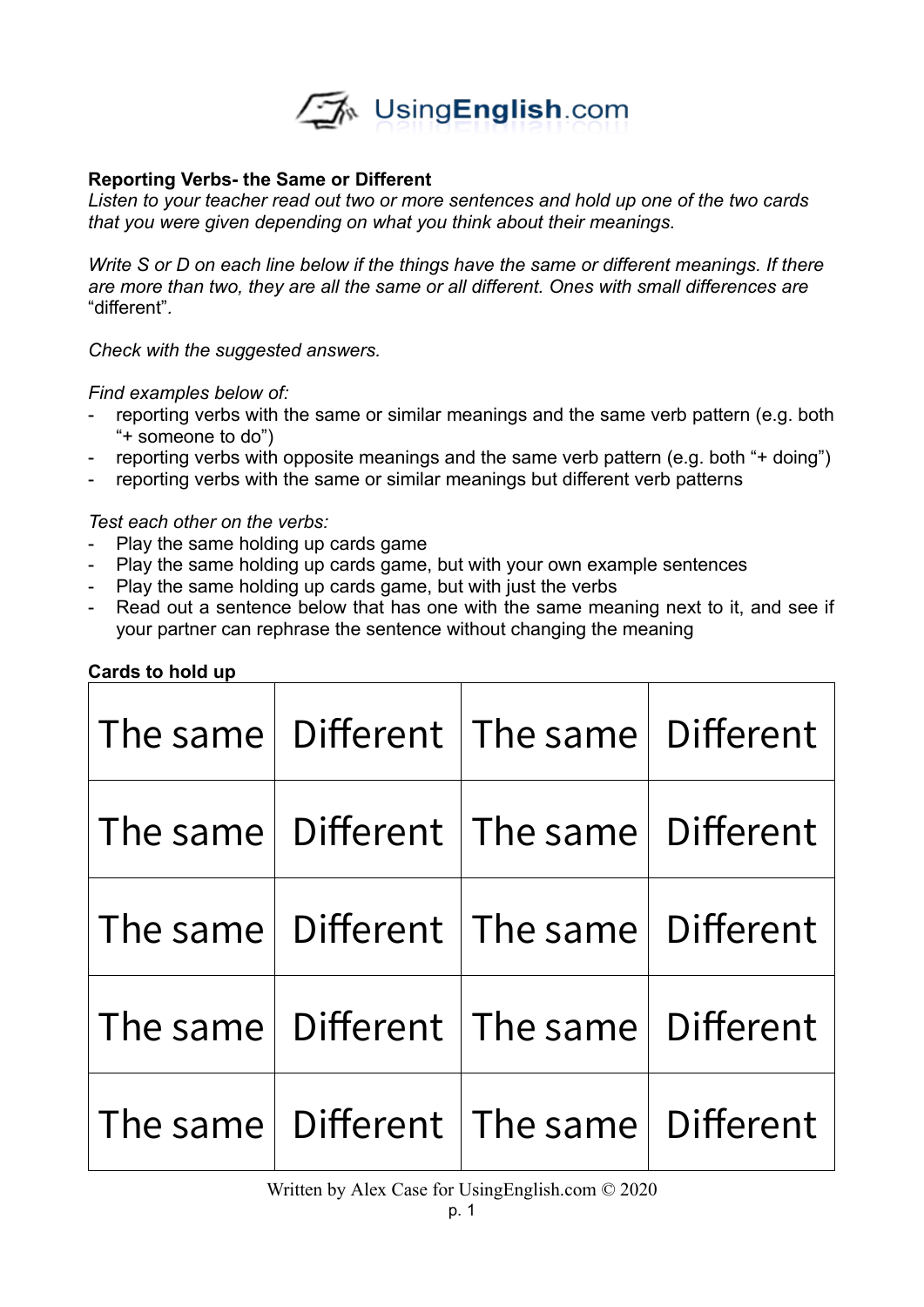UsingEnglish.com

**Reporting Verbs- the Same or Different**

*Listen to your teacher read out two or more sentences and hold up one of the two cards that you were given depending on what you think about their meanings.*

*Write S or D on each line below if the things have the same or different meanings. If there are more than two, they are all the same or all different. Ones with small differences are "different".*

*Check with the suggested answers.*

*Find examples below of:*

- reporting verbs with the same or similar meanings and the same verb pattern (e.g. both "+ someone to do")
- reporting verbs with opposite meanings and the same verb pattern (e.g. both "+ doing")
- reporting verbs with the same or similar meanings but different verb patterns

*Test each other on the verbs:*

- Play the same holding up cards game
- Play the same holding up cards game, but with your own example sentences
- Play the same holding up cards game, but with just the verbs
- Read out a sentence below that has one with the same meaning next to it, and see if your partner can rephrase the sentence without changing the meaning

**Cards to hold up**

| The same | Different | The same | Different |
|---|---|---|---|
| The same | Different | The same | Different |
| The same | Different | The same | Different |
| The same | Different | The same | Different |
| The same | Different | The same | Different |

Written by Alex Case for UsingEnglish.com © 2020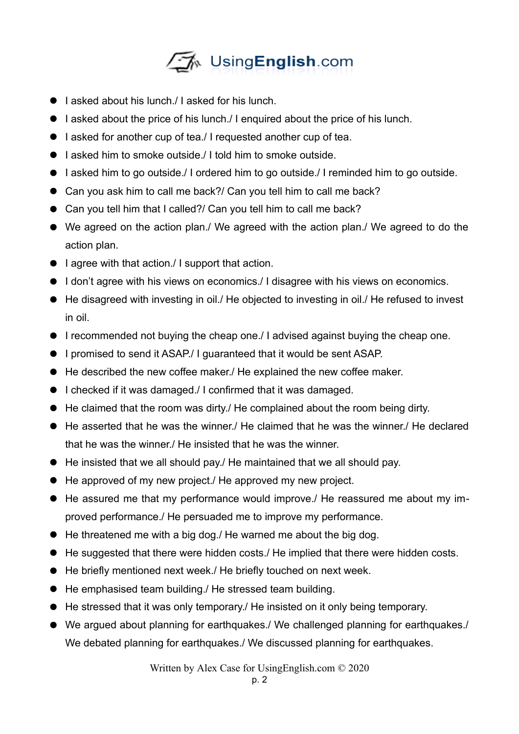- I asked about his lunch./ I asked for his lunch.
- I asked about the price of his lunch./ I enquired about the price of his lunch.
- I asked for another cup of tea./ I requested another cup of tea.
- I asked him to smoke outside./ I told him to smoke outside.
- I asked him to go outside./ I ordered him to go outside./ I reminded him to go outside.
- Can you ask him to call me back?/ Can you tell him to call me back?
- Can you tell him that I called?/ Can you tell him to call me back?
- We agreed on the action plan./ We agreed with the action plan./ We agreed to do the action plan.
- I agree with that action./ I support that action.
- I don't agree with his views on economics./ I disagree with his views on economics.
- He disagreed with investing in oil./ He objected to investing in oil./ He refused to invest in oil.
- I recommended not buying the cheap one./ I advised against buying the cheap one.
- I promised to send it ASAP./ I guaranteed that it would be sent ASAP.
- He described the new coffee maker./ He explained the new coffee maker.
- I checked if it was damaged./ I confirmed that it was damaged.
- He claimed that the room was dirty./ He complained about the room being dirty.
- He asserted that he was the winner./ He claimed that he was the winner./ He declared that he was the winner./ He insisted that he was the winner.
- He insisted that we all should pay./ He maintained that we all should pay.
- He approved of my new project./ He approved my new project.
- He assured me that my performance would improve./ He reassured me about my improved performance./ He persuaded me to improve my performance.
- He threatened me with a big dog./ He warned me about the big dog.
- He suggested that there were hidden costs./ He implied that there were hidden costs.
- He briefly mentioned next week./ He briefly touched on next week.
- He emphasised team building./ He stressed team building.
- He stressed that it was only temporary./ He insisted on it only being temporary.
- We argued about planning for earthquakes./ We challenged planning for earthquakes./ We debated planning for earthquakes./ We discussed planning for earthquakes.

Written by Alex Case for UsingEnglish.com © 2020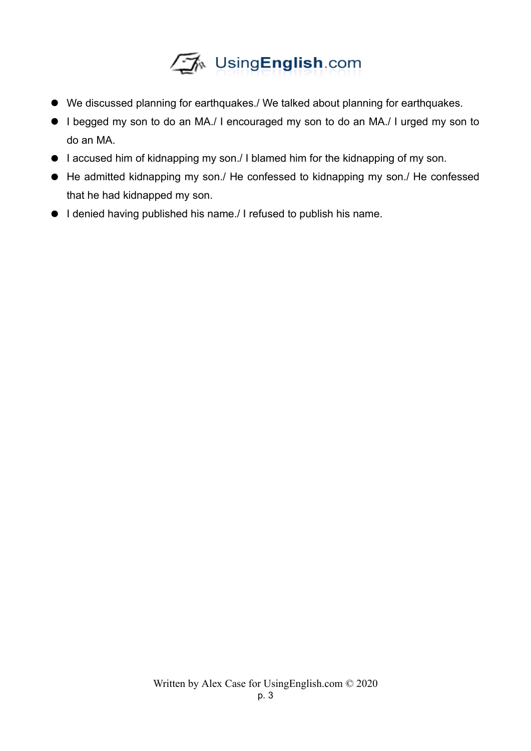- We discussed planning for earthquakes./ We talked about planning for earthquakes.
- I begged my son to do an MA./ I encouraged my son to do an MA./ I urged my son to do an MA.
- I accused him of kidnapping my son./ I blamed him for the kidnapping of my son.
- He admitted kidnapping my son./ He confessed to kidnapping my son./ He confessed that he had kidnapped my son.
- I denied having published his name./ I refused to publish his name.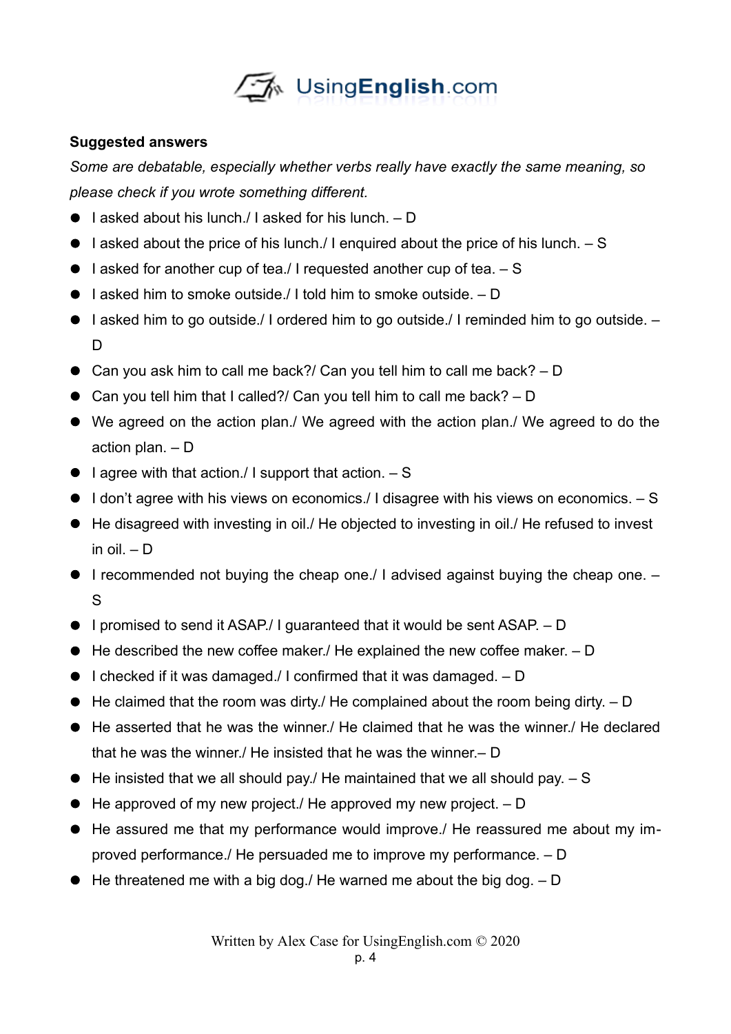**Suggested answers**

*Some are debatable, especially whether verbs really have exactly the same meaning, so please check if you wrote something different.*

- I asked about his lunch./ I asked for his lunch. – D
- I asked about the price of his lunch./ I enquired about the price of his lunch. – S
- I asked for another cup of tea./ I requested another cup of tea. – S
- I asked him to smoke outside./ I told him to smoke outside. – D
- I asked him to go outside./ I ordered him to go outside./ I reminded him to go outside. – D
- Can you ask him to call me back?/ Can you tell him to call me back? – D
- Can you tell him that I called?/ Can you tell him to call me back? – D
- We agreed on the action plan./ We agreed with the action plan./ We agreed to do the action plan. – D
- I agree with that action./ I support that action. – S
- I don't agree with his views on economics./ I disagree with his views on economics. – S
- He disagreed with investing in oil./ He objected to investing in oil./ He refused to invest in oil. – D
- I recommended not buying the cheap one./ I advised against buying the cheap one. – S
- I promised to send it ASAP./ I guaranteed that it would be sent ASAP. – D
- He described the new coffee maker./ He explained the new coffee maker. – D
- I checked if it was damaged./ I confirmed that it was damaged. – D
- He claimed that the room was dirty./ He complained about the room being dirty. – D
- He asserted that he was the winner./ He claimed that he was the winner./ He declared that he was the winner./ He insisted that he was the winner.– D
- He insisted that we all should pay./ He maintained that we all should pay. – S
- He approved of my new project./ He approved my new project. – D
- He assured me that my performance would improve./ He reassured me about my improved performance./ He persuaded me to improve my performance. – D
- He threatened me with a big dog./ He warned me about the big dog. – D

Written by Alex Case for UsingEnglish.com © 2020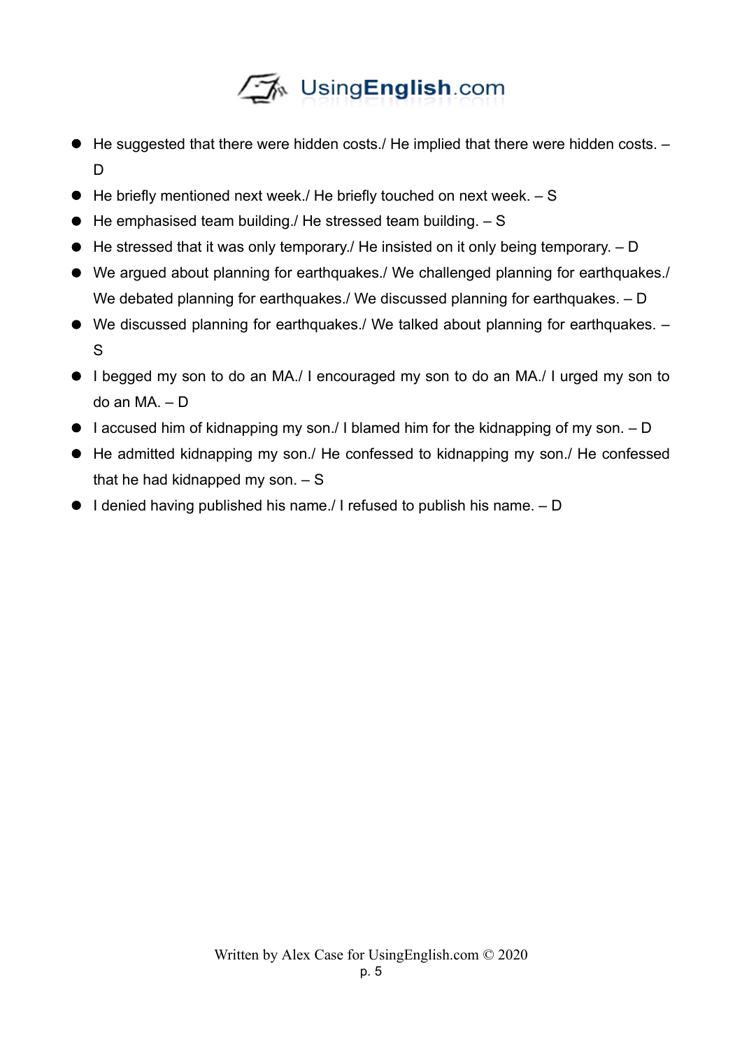- He suggested that there were hidden costs./ He implied that there were hidden costs. – D
- He briefly mentioned next week./ He briefly touched on next week. – S
- He emphasised team building./ He stressed team building. – S
- He stressed that it was only temporary./ He insisted on it only being temporary. – D
- We argued about planning for earthquakes./ We challenged planning for earthquakes./ We debated planning for earthquakes./ We discussed planning for earthquakes. – D
- We discussed planning for earthquakes./ We talked about planning for earthquakes. – S
- I begged my son to do an MA./ I encouraged my son to do an MA./ I urged my son to do an MA. – D
- I accused him of kidnapping my son./ I blamed him for the kidnapping of my son. – D
- He admitted kidnapping my son./ He confessed to kidnapping my son./ He confessed that he had kidnapped my son. – S
- I denied having published his name./ I refused to publish his name. – D